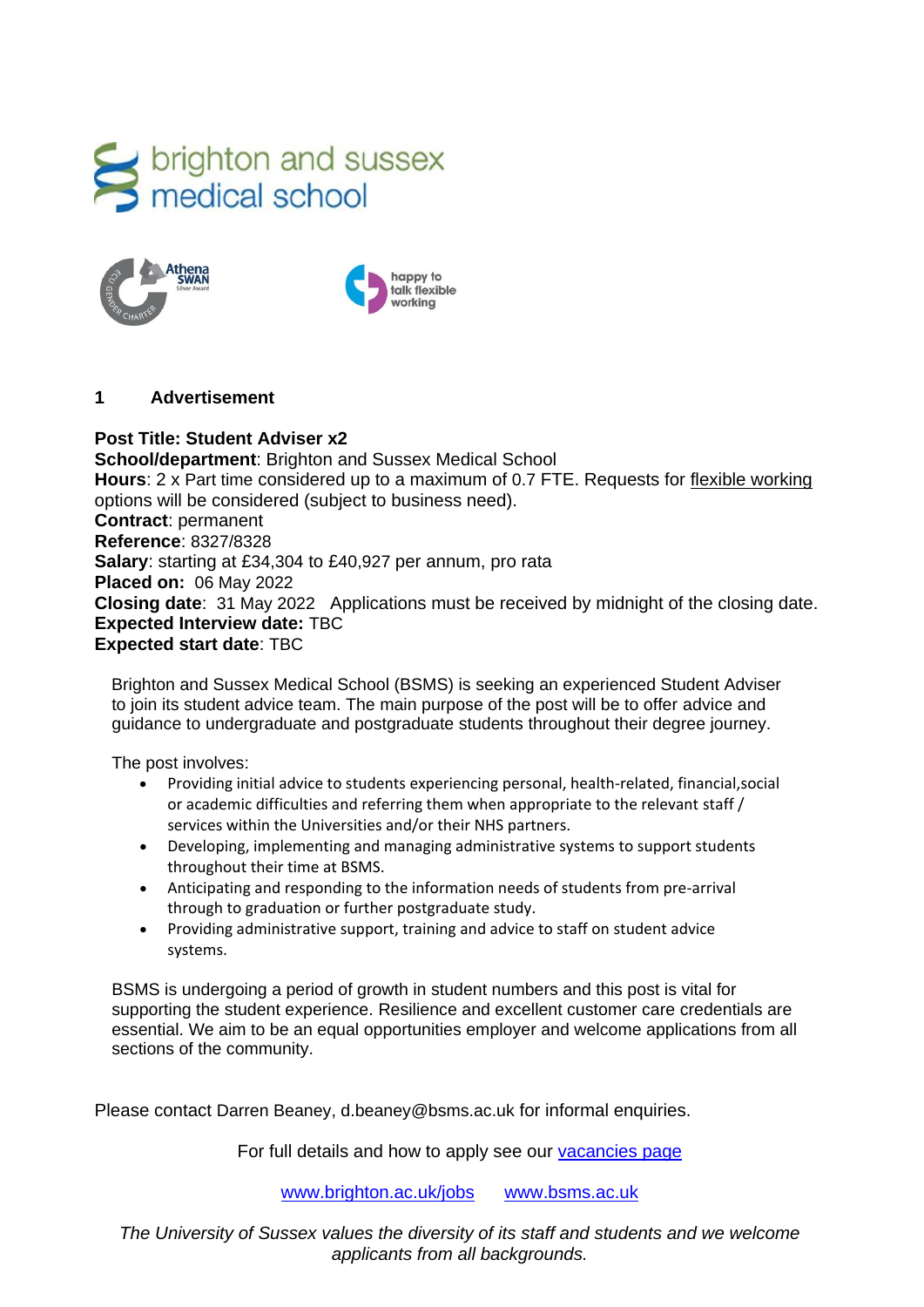brighton and sussex medical school

Athena SWAN Silver Award

happy to talk flexible working

## 1 Advertisement

**Post Title: Student Adviser x2**
**School/department**: Brighton and Sussex Medical School
**Hours**: 2 x Part time considered up to a maximum of 0.7 FTE. Requests for flexible working options will be considered (subject to business need).
**Contract**: permanent
**Reference**: 8327/8328
**Salary**: starting at £34,304 to £40,927 per annum, pro rata
**Placed on:** 06 May 2022
**Closing date**: 31 May 2022 Applications must be received by midnight of the closing date.
**Expected Interview date:** TBC
**Expected start date**: TBC

Brighton and Sussex Medical School (BSMS) is seeking an experienced Student Adviser to join its student advice team. The main purpose of the post will be to offer advice and guidance to undergraduate and postgraduate students throughout their degree journey.

The post involves:

- Providing initial advice to students experiencing personal, health-related, financial,social or academic difficulties and referring them when appropriate to the relevant staff / services within the Universities and/or their NHS partners.
- Developing, implementing and managing administrative systems to support students throughout their time at BSMS.
- Anticipating and responding to the information needs of students from pre-arrival through to graduation or further postgraduate study.
- Providing administrative support, training and advice to staff on student advice systems.

BSMS is undergoing a period of growth in student numbers and this post is vital for supporting the student experience. Resilience and excellent customer care credentials are essential. We aim to be an equal opportunities employer and welcome applications from all sections of the community.

Please contact Darren Beaney, d.beaney@bsms.ac.uk for informal enquiries.

For full details and how to apply see our vacancies page

www.brighton.ac.uk/jobs www.bsms.ac.uk

*The University of Sussex values the diversity of its staff and students and we welcome applicants from all backgrounds.*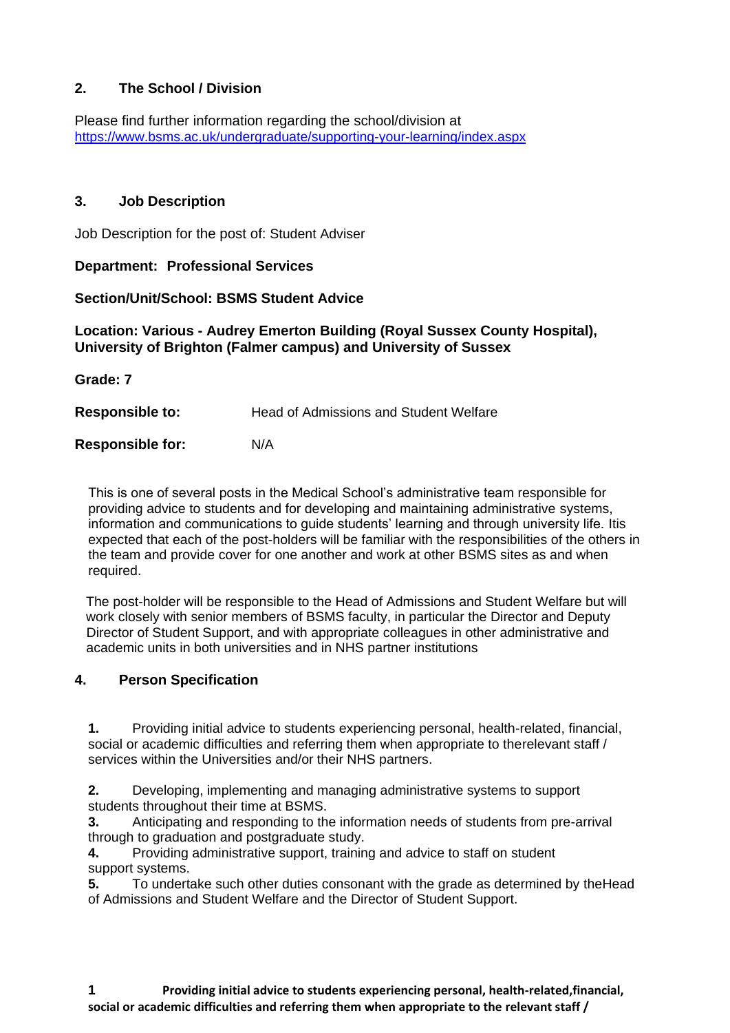## 2. The School / Division

Please find further information regarding the school/division at
https://www.bsms.ac.uk/undergraduate/supporting-your-learning/index.aspx

## 3. Job Description

Job Description for the post of: Student Adviser

**Department: Professional Services**

**Section/Unit/School: BSMS Student Advice**

**Location: Various - Audrey Emerton Building (Royal Sussex County Hospital), University of Brighton (Falmer campus) and University of Sussex**

**Grade: 7**

**Responsible to:** Head of Admissions and Student Welfare

**Responsible for:** N/A

This is one of several posts in the Medical School's administrative team responsible for providing advice to students and for developing and maintaining administrative systems, information and communications to guide students' learning and through university life. Itis expected that each of the post-holders will be familiar with the responsibilities of the others in the team and provide cover for one another and work at other BSMS sites as and when required.

The post-holder will be responsible to the Head of Admissions and Student Welfare but will work closely with senior members of BSMS faculty, in particular the Director and Deputy Director of Student Support, and with appropriate colleagues in other administrative and academic units in both universities and in NHS partner institutions

## 4. Person Specification

**1.** Providing initial advice to students experiencing personal, health-related, financial, social or academic difficulties and referring them when appropriate to therelevant staff / services within the Universities and/or their NHS partners.

**2.** Developing, implementing and managing administrative systems to support students throughout their time at BSMS.

**3.** Anticipating and responding to the information needs of students from pre-arrival through to graduation and postgraduate study.

**4.** Providing administrative support, training and advice to staff on student support systems.

**5.** To undertake such other duties consonant with the grade as determined by theHead of Admissions and Student Welfare and the Director of Student Support.

**1 Providing initial advice to students experiencing personal, health-related,financial, social or academic difficulties and referring them when appropriate to the relevant staff /**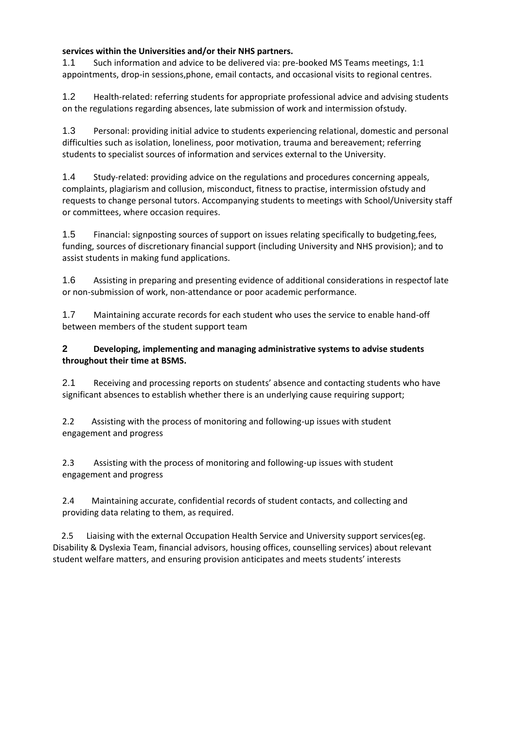**services within the Universities and/or their NHS partners.**

1.1 Such information and advice to be delivered via: pre-booked MS Teams meetings, 1:1 appointments, drop-in sessions,phone, email contacts, and occasional visits to regional centres.

1.2 Health-related: referring students for appropriate professional advice and advising students on the regulations regarding absences, late submission of work and intermission ofstudy.

1.3 Personal: providing initial advice to students experiencing relational, domestic and personal difficulties such as isolation, loneliness, poor motivation, trauma and bereavement; referring students to specialist sources of information and services external to the University.

1.4 Study-related: providing advice on the regulations and procedures concerning appeals, complaints, plagiarism and collusion, misconduct, fitness to practise, intermission ofstudy and requests to change personal tutors. Accompanying students to meetings with School/University staff or committees, where occasion requires.

1.5 Financial: signposting sources of support on issues relating specifically to budgeting,fees, funding, sources of discretionary financial support (including University and NHS provision); and to assist students in making fund applications.

1.6 Assisting in preparing and presenting evidence of additional considerations in respectof late or non-submission of work, non-attendance or poor academic performance.

1.7 Maintaining accurate records for each student who uses the service to enable hand-off between members of the student support team

**2 Developing, implementing and managing administrative systems to advise students throughout their time at BSMS.**

2.1 Receiving and processing reports on students' absence and contacting students who have significant absences to establish whether there is an underlying cause requiring support;

2.2 Assisting with the process of monitoring and following-up issues with student engagement and progress

2.3 Assisting with the process of monitoring and following-up issues with student engagement and progress

2.4 Maintaining accurate, confidential records of student contacts, and collecting and providing data relating to them, as required.

2.5 Liaising with the external Occupation Health Service and University support services(eg. Disability & Dyslexia Team, financial advisors, housing offices, counselling services) about relevant student welfare matters, and ensuring provision anticipates and meets students' interests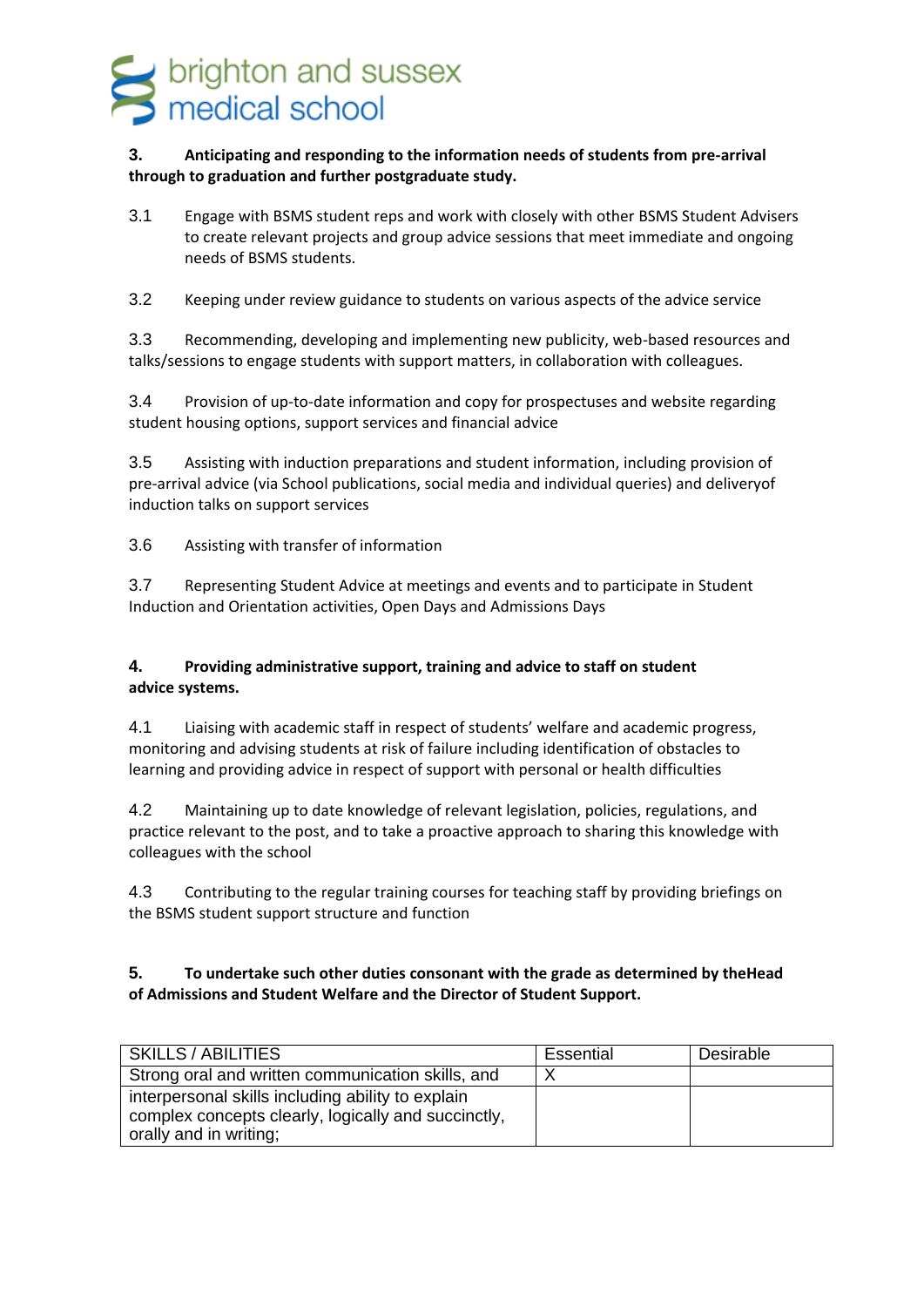**3. Anticipating and responding to the information needs of students from pre-arrival through to graduation and further postgraduate study.**

3.1 Engage with BSMS student reps and work with closely with other BSMS Student Advisers to create relevant projects and group advice sessions that meet immediate and ongoing needs of BSMS students.

3.2 Keeping under review guidance to students on various aspects of the advice service

3.3 Recommending, developing and implementing new publicity, web-based resources and talks/sessions to engage students with support matters, in collaboration with colleagues.

3.4 Provision of up-to-date information and copy for prospectuses and website regarding student housing options, support services and financial advice

3.5 Assisting with induction preparations and student information, including provision of pre-arrival advice (via School publications, social media and individual queries) and deliveryof induction talks on support services

3.6 Assisting with transfer of information

3.7 Representing Student Advice at meetings and events and to participate in Student Induction and Orientation activities, Open Days and Admissions Days

**4. Providing administrative support, training and advice to staff on student advice systems.**

4.1 Liaising with academic staff in respect of students' welfare and academic progress, monitoring and advising students at risk of failure including identification of obstacles to learning and providing advice in respect of support with personal or health difficulties

4.2 Maintaining up to date knowledge of relevant legislation, policies, regulations, and practice relevant to the post, and to take a proactive approach to sharing this knowledge with colleagues with the school

4.3 Contributing to the regular training courses for teaching staff by providing briefings on the BSMS student support structure and function

**5. To undertake such other duties consonant with the grade as determined by theHead of Admissions and Student Welfare and the Director of Student Support.**

| SKILLS / ABILITIES | Essential | Desirable |
|---|---|---|
| Strong oral and written communication skills, and | X | |
| interpersonal skills including ability to explain complex concepts clearly, logically and succinctly, orally and in writing; | | |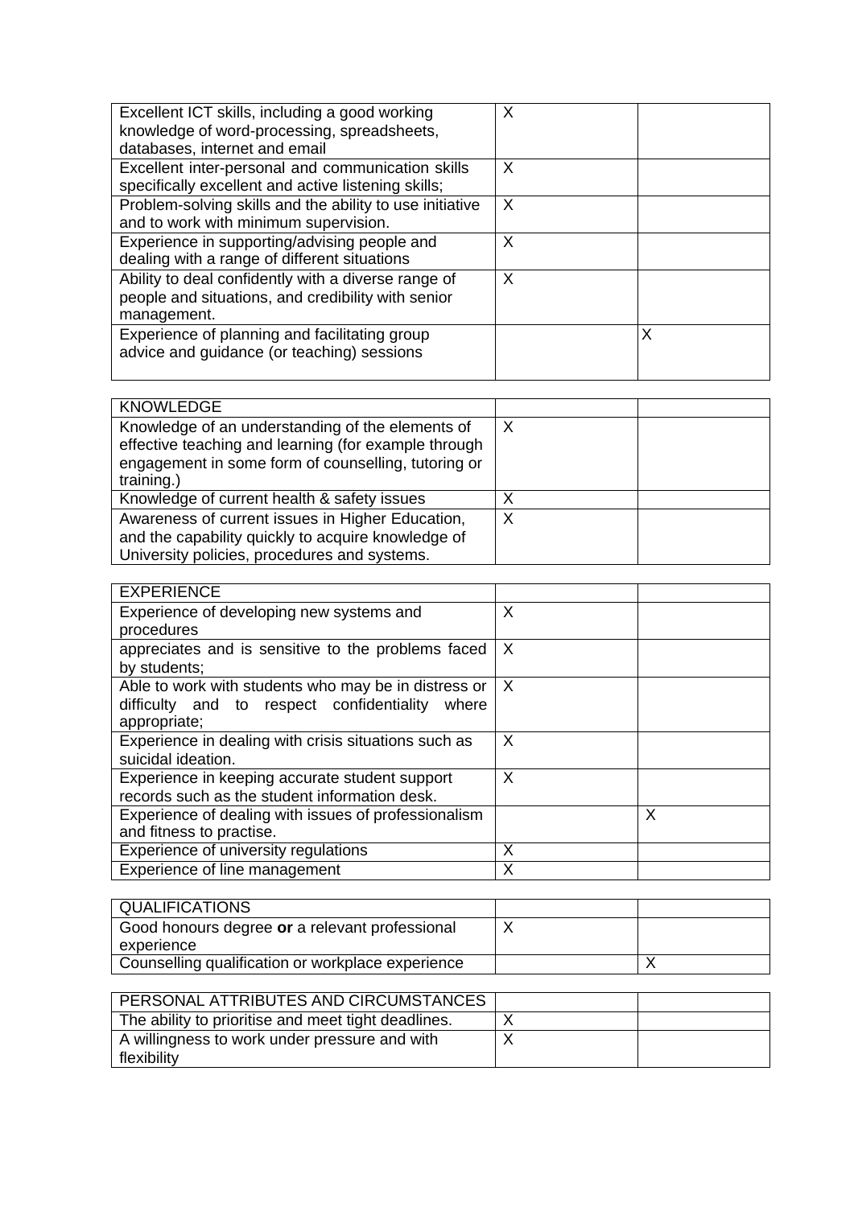| | | |
|---|---|---|
| Excellent ICT skills, including a good working knowledge of word-processing, spreadsheets, databases, internet and email | X | |
| Excellent inter-personal and communication skills specifically excellent and active listening skills; | X | |
| Problem-solving skills and the ability to use initiative and to work with minimum supervision. | X | |
| Experience in supporting/advising people and dealing with a range of different situations | X | |
| Ability to deal confidently with a diverse range of people and situations, and credibility with senior management. | X | |
| Experience of planning and facilitating group advice and guidance (or teaching) sessions | | X |

| KNOWLEDGE | | |
|---|---|---|
| Knowledge of an understanding of the elements of effective teaching and learning (for example through engagement in some form of counselling, tutoring or training.) | X | |
| Knowledge of current health & safety issues | X | |
| Awareness of current issues in Higher Education, and the capability quickly to acquire knowledge of University policies, procedures and systems. | X | |

| EXPERIENCE | | |
|---|---|---|
| Experience of developing new systems and procedures | X | |
| appreciates and is sensitive to the problems faced by students; | X | |
| Able to work with students who may be in distress or difficulty and to respect confidentiality where appropriate; | X | |
| Experience in dealing with crisis situations such as suicidal ideation. | X | |
| Experience in keeping accurate student support records such as the student information desk. | X | |
| Experience of dealing with issues of professionalism and fitness to practise. | | X |
| Experience of university regulations | X | |
| Experience of line management | X | |

| QUALIFICATIONS | | |
|---|---|---|
| Good honours degree **or** a relevant professional experience | X | |
| Counselling qualification or workplace experience | | X |

| PERSONAL ATTRIBUTES AND CIRCUMSTANCES | | |
|---|---|---|
| The ability to prioritise and meet tight deadlines. | X | |
| A willingness to work under pressure and with flexibility | X | |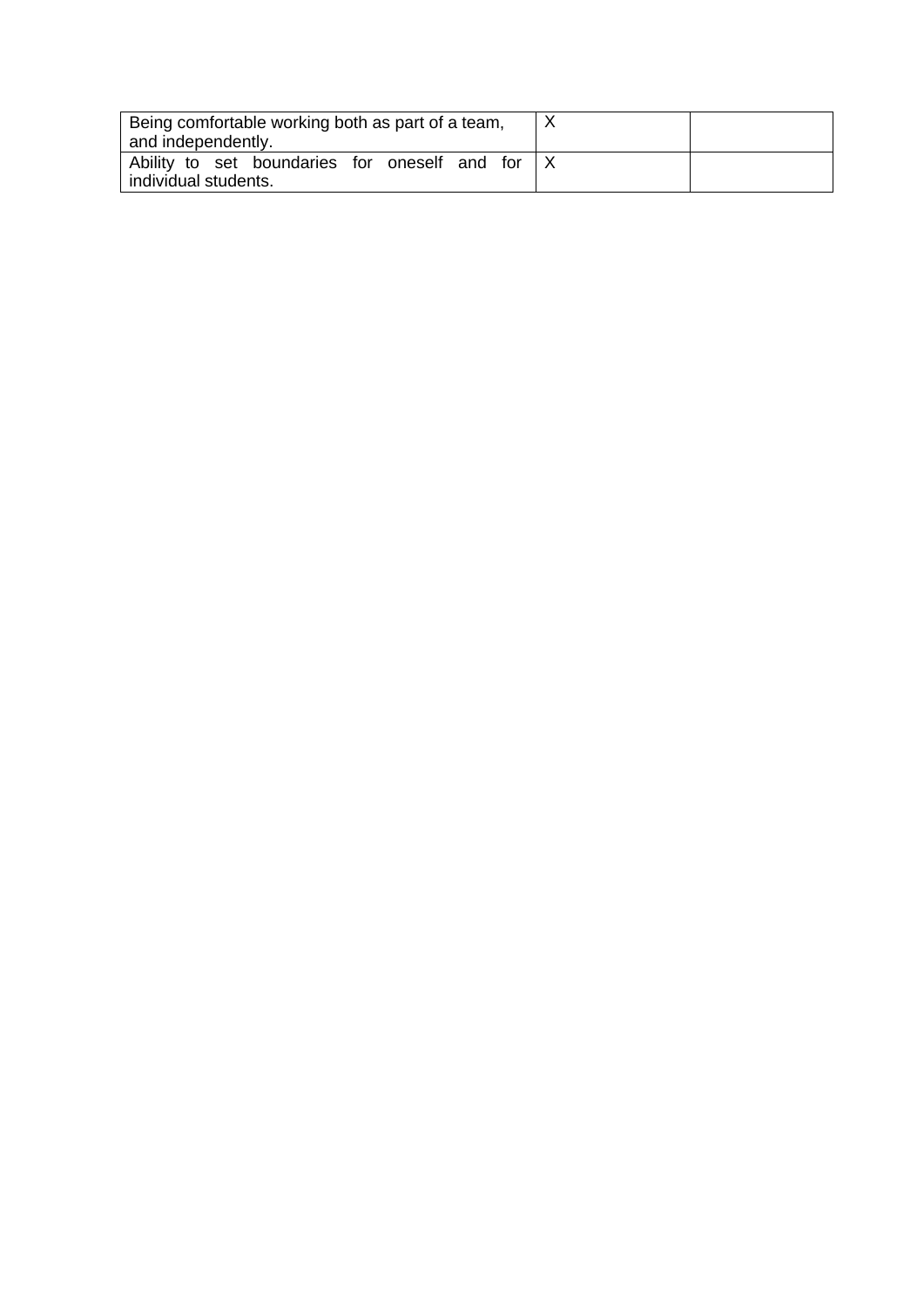| | | |
|---|---|---|
| Being comfortable working both as part of a team, and independently. | X | |
| Ability to set boundaries for oneself and for individual students. | X | |